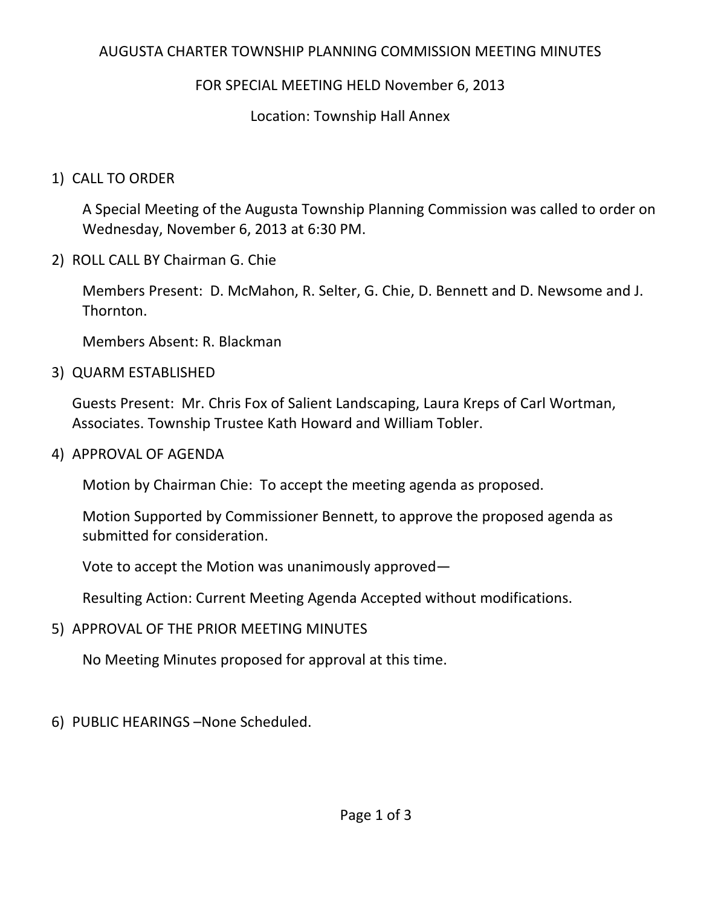# AUGUSTA CHARTER TOWNSHIP PLANNING COMMISSION MEETING MINUTES

## FOR SPECIAL MEETING HELD November 6, 2013

Location: Township Hall Annex

1) CALL TO ORDER

   A Special Meeting of the Augusta Township Planning Commission was called to order on Wednesday, November 6, 2013 at 6:30 PM.

2) ROLL CALL BY Chairman G. Chie

   Members Present: D. McMahon, R. Selter, G. Chie, D. Bennett and D. Newsome and J. Thornton.

   Members Absent: R. Blackman

3) QUARM ESTABLISHED

   Guests Present: Mr. Chris Fox of Salient Landscaping, Laura Kreps of Carl Wortman, Associates. Township Trustee Kath Howard and William Tobler.

4) APPROVAL OF AGENDA

   Motion by Chairman Chie: To accept the meeting agenda as proposed.

   Motion Supported by Commissioner Bennett, to approve the proposed agenda as submitted for consideration.

   Vote to accept the Motion was unanimously approved—

   Resulting Action: Current Meeting Agenda Accepted without modifications.

5) APPROVAL OF THE PRIOR MEETING MINUTES

   No Meeting Minutes proposed for approval at this time.

6) PUBLIC HEARINGS –None Scheduled.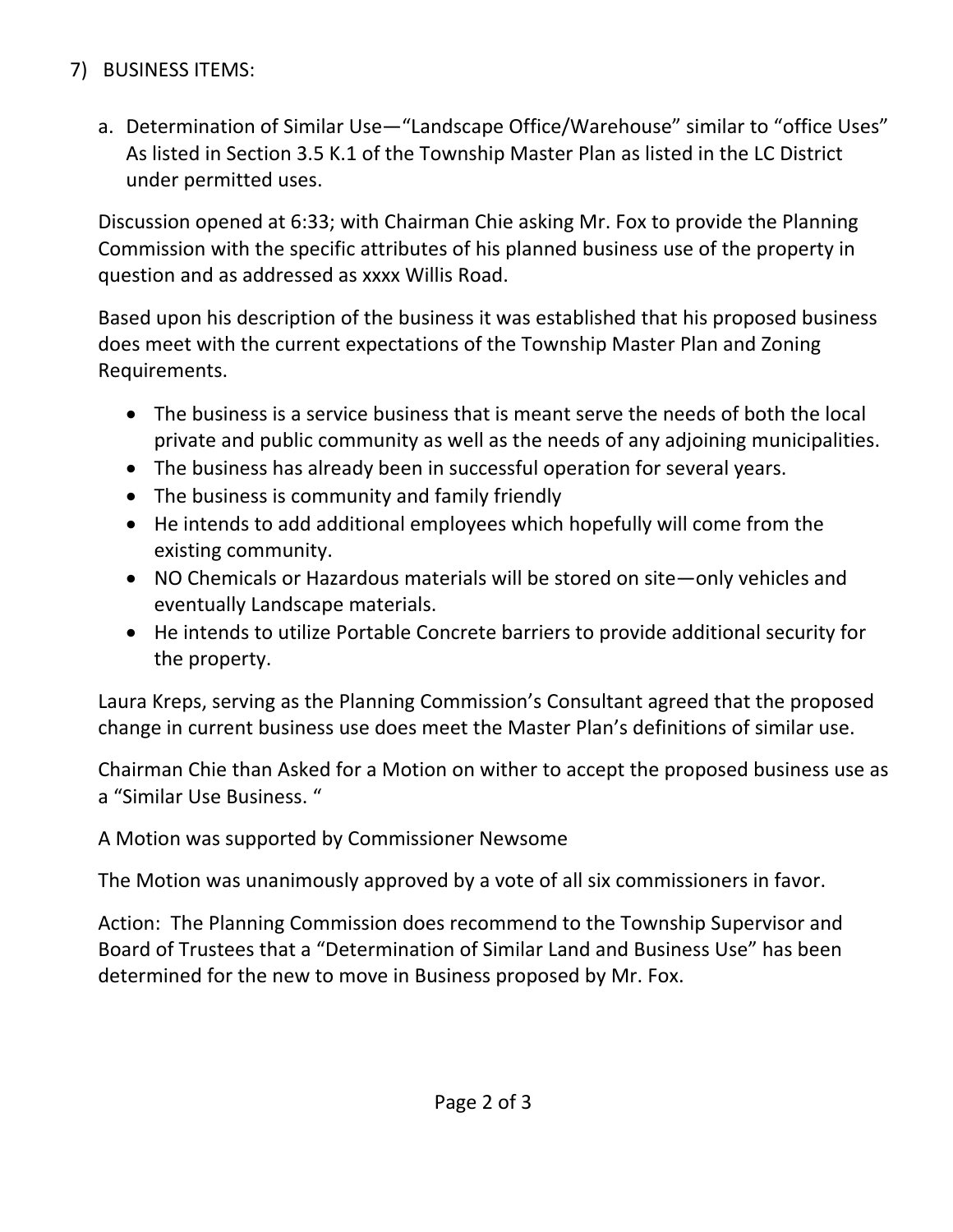7) BUSINESS ITEMS:

   a. Determination of Similar Use—"Landscape Office/Warehouse" similar to "office Uses" As listed in Section 3.5 K.1 of the Township Master Plan as listed in the LC District under permitted uses.

   Discussion opened at 6:33; with Chairman Chie asking Mr. Fox to provide the Planning Commission with the specific attributes of his planned business use of the property in question and as addressed as xxxx Willis Road.

   Based upon his description of the business it was established that his proposed business does meet with the current expectations of the Township Master Plan and Zoning Requirements.

   - The business is a service business that is meant serve the needs of both the local private and public community as well as the needs of any adjoining municipalities.
   - The business has already been in successful operation for several years.
   - The business is community and family friendly
   - He intends to add additional employees which hopefully will come from the existing community.
   - NO Chemicals or Hazardous materials will be stored on site—only vehicles and eventually Landscape materials.
   - He intends to utilize Portable Concrete barriers to provide additional security for the property.

   Laura Kreps, serving as the Planning Commission's Consultant agreed that the proposed change in current business use does meet the Master Plan's definitions of similar use.

   Chairman Chie than Asked for a Motion on wither to accept the proposed business use as a "Similar Use Business. "

   A Motion was supported by Commissioner Newsome

   The Motion was unanimously approved by a vote of all six commissioners in favor.

   Action: The Planning Commission does recommend to the Township Supervisor and Board of Trustees that a "Determination of Similar Land and Business Use" has been determined for the new to move in Business proposed by Mr. Fox.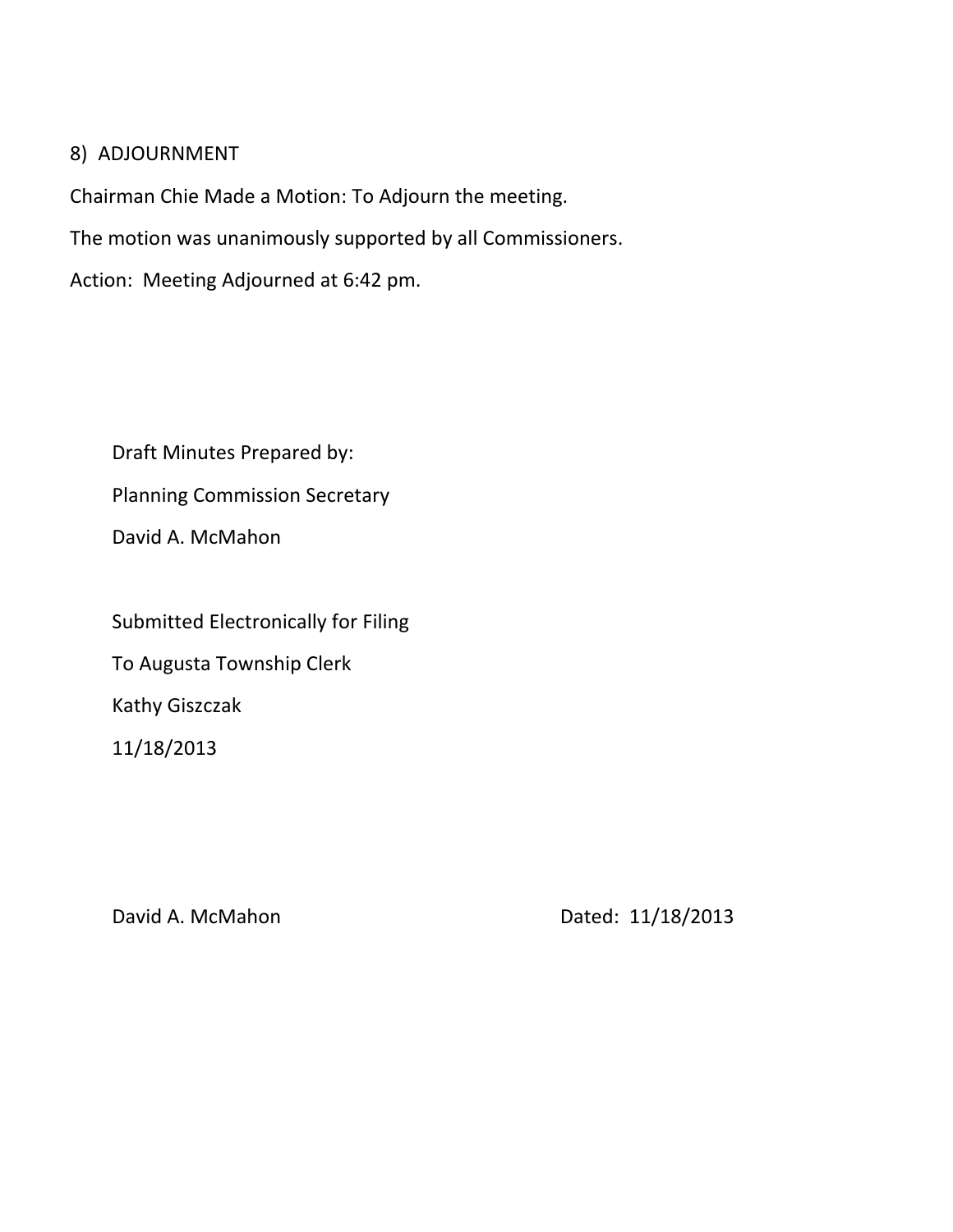8) ADJOURNMENT

Chairman Chie Made a Motion: To Adjourn the meeting.

The motion was unanimously supported by all Commissioners.

Action: Meeting Adjourned at 6:42 pm.

Draft Minutes Prepared by:

Planning Commission Secretary

David A. McMahon

Submitted Electronically for Filing

To Augusta Township Clerk

Kathy Giszczak

11/18/2013

David A. McMahon Dated: 11/18/2013